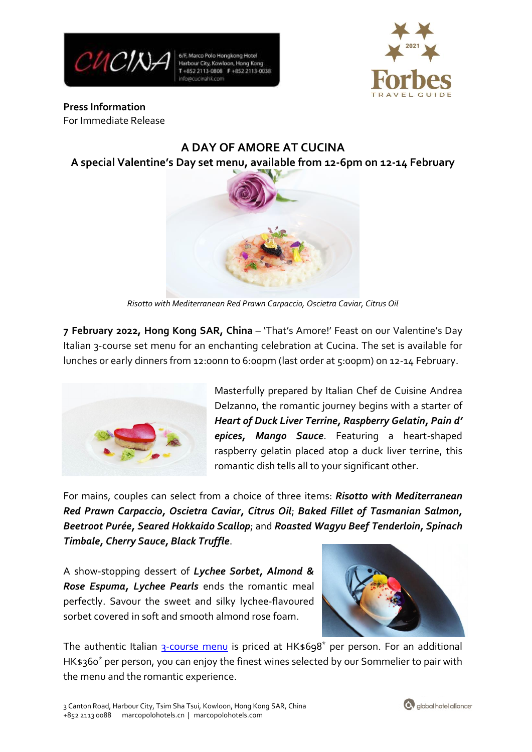**Press Information**
For Immediate Release

# A DAY OF AMORE AT CUCINA

## A special Valentine's Day set menu, available from 12-6pm on 12-14 February

*Risotto with Mediterranean Red Prawn Carpaccio, Oscietra Caviar, Citrus Oil*

**7 February 2022, Hong Kong SAR, China** – 'That's Amore!' Feast on our Valentine's Day Italian 3-course set menu for an enchanting celebration at Cucina. The set is available for lunches or early dinners from 12:oonn to 6:00pm (last order at 5:00pm) on 12-14 February.

Masterfully prepared by Italian Chef de Cuisine Andrea Delzanno, the romantic journey begins with a starter of ***Heart of Duck Liver Terrine, Raspberry Gelatin, Pain d' epices, Mango Sauce***. Featuring a heart-shaped raspberry gelatin placed atop a duck liver terrine, this romantic dish tells all to your significant other.

For mains, couples can select from a choice of three items: ***Risotto with Mediterranean Red Prawn Carpaccio, Oscietra Caviar, Citrus Oil***; ***Baked Fillet of Tasmanian Salmon, Beetroot Purée, Seared Hokkaido Scallop***; and ***Roasted Wagyu Beef Tenderloin, Spinach Timbale, Cherry Sauce, Black Truffle***.

A show-stopping dessert of ***Lychee Sorbet, Almond & Rose Espuma, Lychee Pearls*** ends the romantic meal perfectly. Savour the sweet and silky lychee-flavoured sorbet covered in soft and smooth almond rose foam.

The authentic Italian 3-course menu is priced at HK$698* per person. For an additional HK$360* per person, you can enjoy the finest wines selected by our Sommelier to pair with the menu and the romantic experience.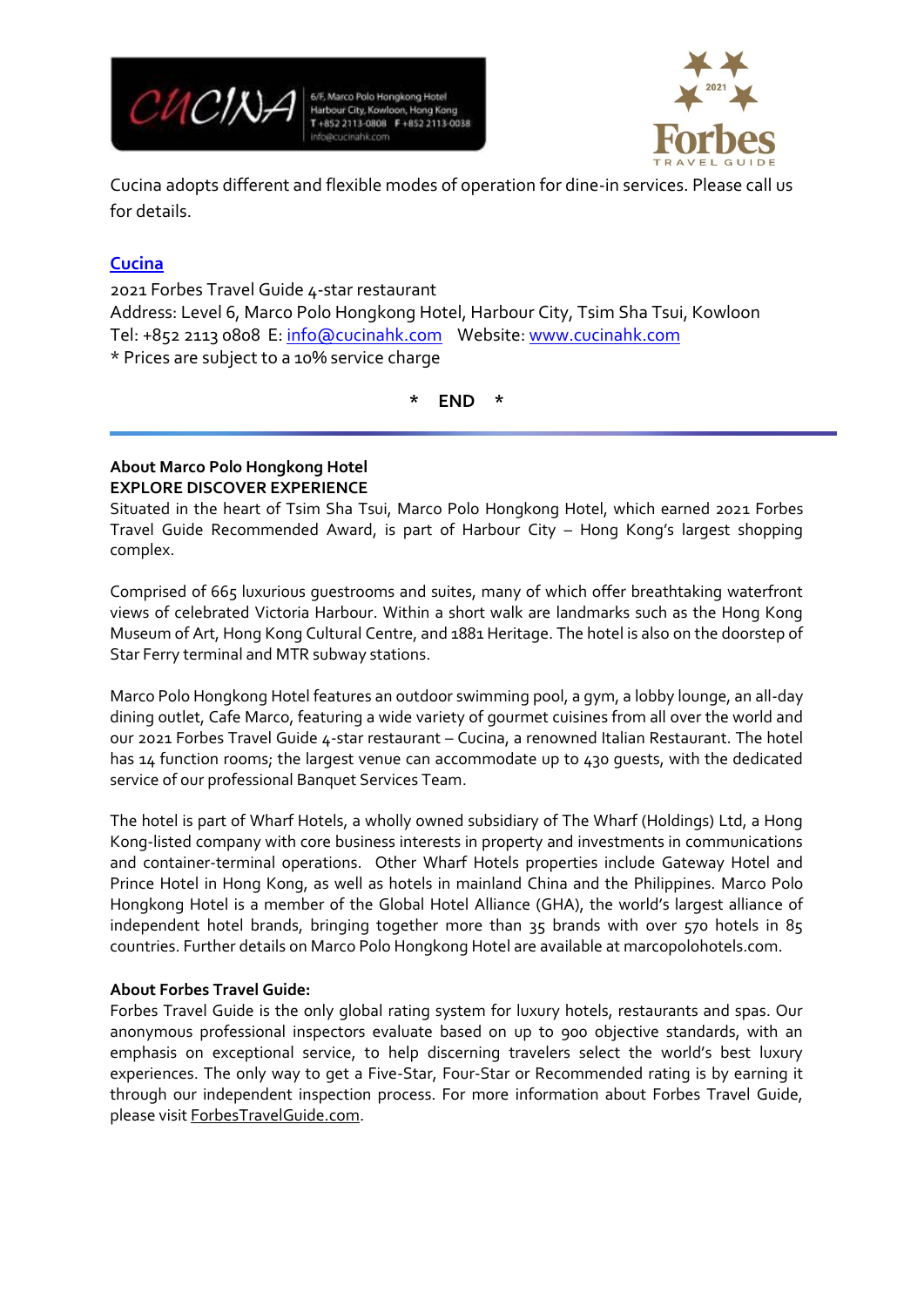Cucina adopts different and flexible modes of operation for dine-in services. Please call us for details.

**[Cucina](www.cucinahk.com)**

2021 Forbes Travel Guide 4-star restaurant
Address: Level 6, Marco Polo Hongkong Hotel, Harbour City, Tsim Sha Tsui, Kowloon
Tel: +852 2113 0808 E: info@cucinahk.com Website: www.cucinahk.com
* Prices are subject to a 10% service charge

**\* END \***

---

**About Marco Polo Hongkong Hotel**
**EXPLORE DISCOVER EXPERIENCE**

Situated in the heart of Tsim Sha Tsui, Marco Polo Hongkong Hotel, which earned 2021 Forbes Travel Guide Recommended Award, is part of Harbour City – Hong Kong's largest shopping complex.

Comprised of 665 luxurious guestrooms and suites, many of which offer breathtaking waterfront views of celebrated Victoria Harbour. Within a short walk are landmarks such as the Hong Kong Museum of Art, Hong Kong Cultural Centre, and 1881 Heritage. The hotel is also on the doorstep of Star Ferry terminal and MTR subway stations.

Marco Polo Hongkong Hotel features an outdoor swimming pool, a gym, a lobby lounge, an all-day dining outlet, Cafe Marco, featuring a wide variety of gourmet cuisines from all over the world and our 2021 Forbes Travel Guide 4-star restaurant – Cucina, a renowned Italian Restaurant. The hotel has 14 function rooms; the largest venue can accommodate up to 430 guests, with the dedicated service of our professional Banquet Services Team.

The hotel is part of Wharf Hotels, a wholly owned subsidiary of The Wharf (Holdings) Ltd, a Hong Kong-listed company with core business interests in property and investments in communications and container-terminal operations. Other Wharf Hotels properties include Gateway Hotel and Prince Hotel in Hong Kong, as well as hotels in mainland China and the Philippines. Marco Polo Hongkong Hotel is a member of the Global Hotel Alliance (GHA), the world's largest alliance of independent hotel brands, bringing together more than 35 brands with over 570 hotels in 85 countries. Further details on Marco Polo Hongkong Hotel are available at marcopolohotels.com.

**About Forbes Travel Guide:**

Forbes Travel Guide is the only global rating system for luxury hotels, restaurants and spas. Our anonymous professional inspectors evaluate based on up to 900 objective standards, with an emphasis on exceptional service, to help discerning travelers select the world's best luxury experiences. The only way to get a Five-Star, Four-Star or Recommended rating is by earning it through our independent inspection process. For more information about Forbes Travel Guide, please visit ForbesTravelGuide.com.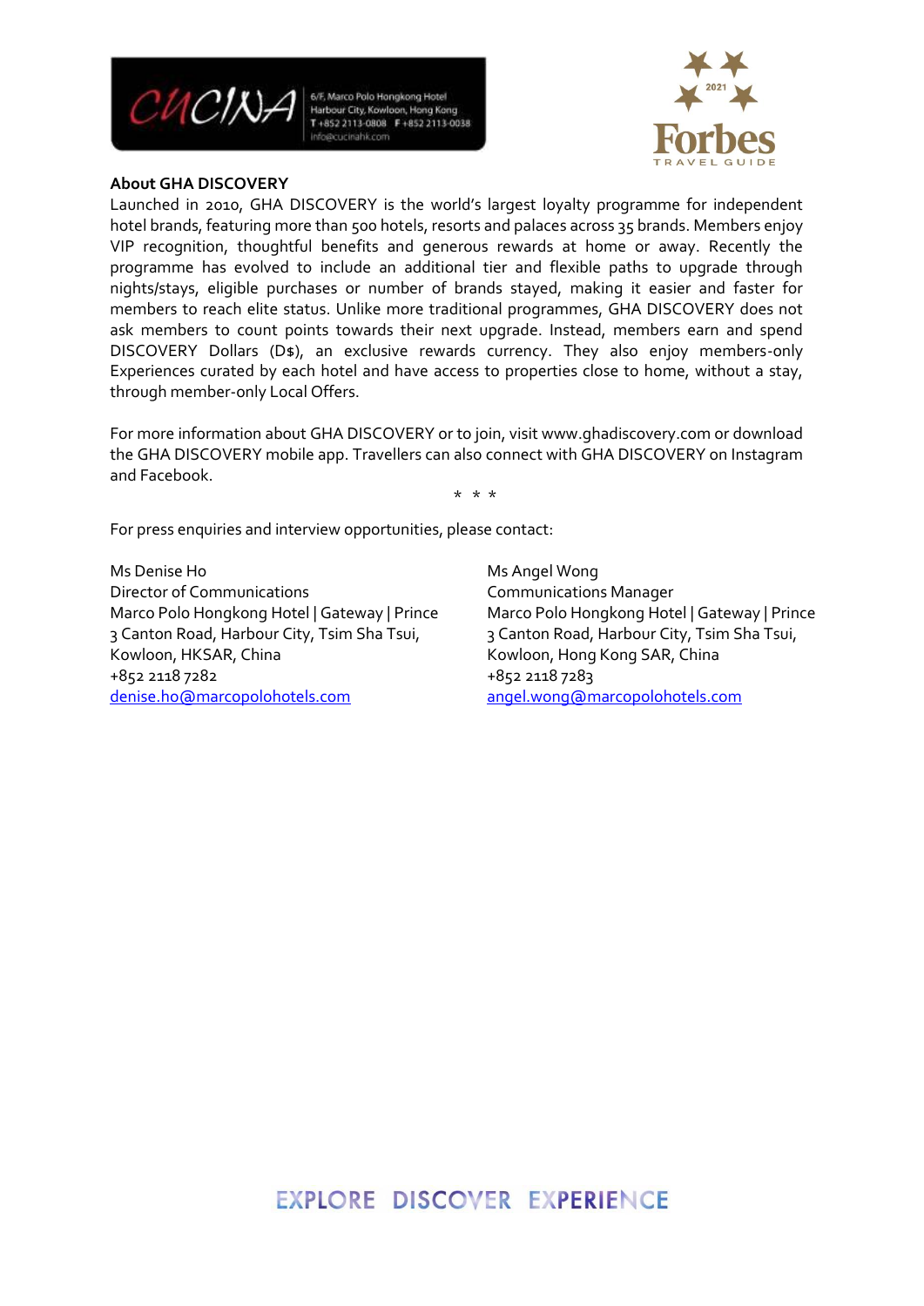## About GHA DISCOVERY

Launched in 2010, GHA DISCOVERY is the world's largest loyalty programme for independent hotel brands, featuring more than 500 hotels, resorts and palaces across 35 brands. Members enjoy VIP recognition, thoughtful benefits and generous rewards at home or away. Recently the programme has evolved to include an additional tier and flexible paths to upgrade through nights/stays, eligible purchases or number of brands stayed, making it easier and faster for members to reach elite status. Unlike more traditional programmes, GHA DISCOVERY does not ask members to count points towards their next upgrade. Instead, members earn and spend DISCOVERY Dollars (D$), an exclusive rewards currency. They also enjoy members-only Experiences curated by each hotel and have access to properties close to home, without a stay, through member-only Local Offers.

For more information about GHA DISCOVERY or to join, visit www.ghadiscovery.com or download the GHA DISCOVERY mobile app. Travellers can also connect with GHA DISCOVERY on Instagram and Facebook.

\* \* \*

For press enquiries and interview opportunities, please contact:

Ms Denise Ho
Director of Communications
Marco Polo Hongkong Hotel | Gateway | Prince
3 Canton Road, Harbour City, Tsim Sha Tsui,
Kowloon, HKSAR, China
+852 2118 7282
denise.ho@marcopolohotels.com

Ms Angel Wong
Communications Manager
Marco Polo Hongkong Hotel | Gateway | Prince
3 Canton Road, Harbour City, Tsim Sha Tsui,
Kowloon, Hong Kong SAR, China
+852 2118 7283
angel.wong@marcopolohotels.com